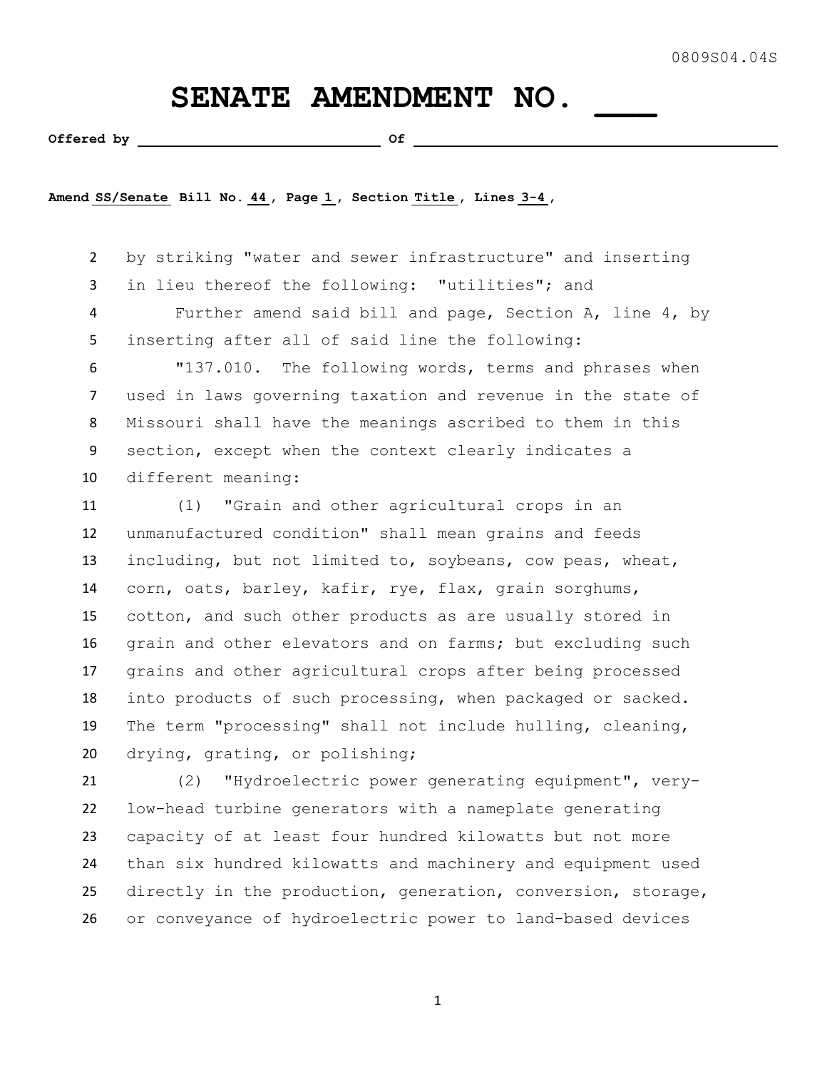0809S04.04S

# SENATE AMENDMENT NO. ___

**Offered by** ______________________ **Of** ______________________________

**Amend** SS/Senate **Bill No.** 44 **, Page** 1 **, Section** Title **, Lines** 3-4 **,**

2 by striking "water and sewer infrastructure" and inserting
3 in lieu thereof the following: "utilities"; and
4 Further amend said bill and page, Section A, line 4, by
5 inserting after all of said line the following:
6 "137.010. The following words, terms and phrases when
7 used in laws governing taxation and revenue in the state of
8 Missouri shall have the meanings ascribed to them in this
9 section, except when the context clearly indicates a
10 different meaning:
11 (1) "Grain and other agricultural crops in an
12 unmanufactured condition" shall mean grains and feeds
13 including, but not limited to, soybeans, cow peas, wheat,
14 corn, oats, barley, kafir, rye, flax, grain sorghums,
15 cotton, and such other products as are usually stored in
16 grain and other elevators and on farms; but excluding such
17 grains and other agricultural crops after being processed
18 into products of such processing, when packaged or sacked.
19 The term "processing" shall not include hulling, cleaning,
20 drying, grating, or polishing;
21 (2) "Hydroelectric power generating equipment", very-
22 low-head turbine generators with a nameplate generating
23 capacity of at least four hundred kilowatts but not more
24 than six hundred kilowatts and machinery and equipment used
25 directly in the production, generation, conversion, storage,
26 or conveyance of hydroelectric power to land-based devices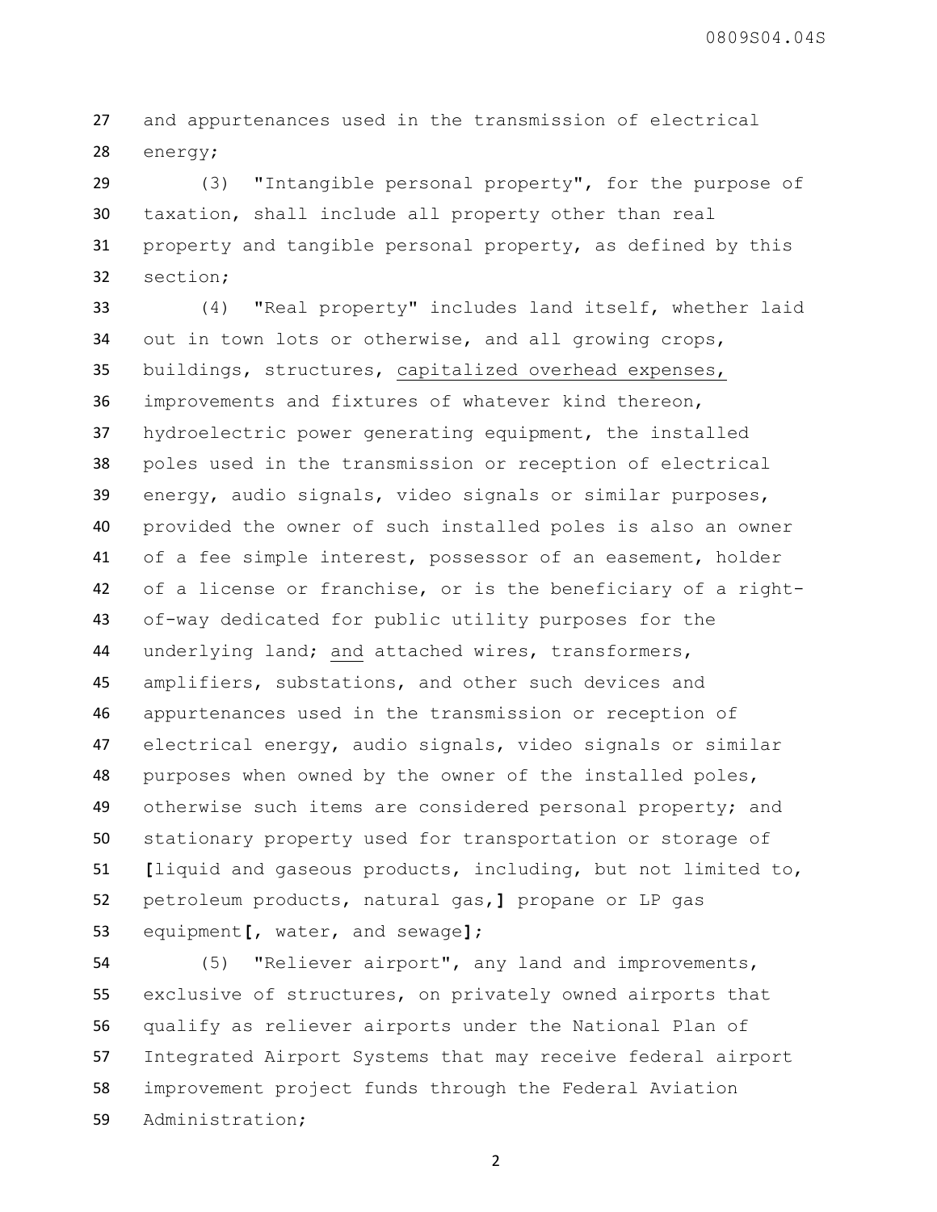and appurtenances used in the transmission of electrical energy;

(3) "Intangible personal property", for the purpose of taxation, shall include all property other than real property and tangible personal property, as defined by this section;

(4) "Real property" includes land itself, whether laid out in town lots or otherwise, and all growing crops, buildings, structures, <u>capitalized overhead expenses,</u> improvements and fixtures of whatever kind thereon, hydroelectric power generating equipment, the installed poles used in the transmission or reception of electrical energy, audio signals, video signals or similar purposes, provided the owner of such installed poles is also an owner of a fee simple interest, possessor of an easement, holder of a license or franchise, or is the beneficiary of a right-of-way dedicated for public utility purposes for the underlying land; <u>and</u> attached wires, transformers, amplifiers, substations, and other such devices and appurtenances used in the transmission or reception of electrical energy, audio signals, video signals or similar purposes when owned by the owner of the installed poles, otherwise such items are considered personal property; and stationary property used for transportation or storage of **[**liquid and gaseous products, including, but not limited to, petroleum products, natural gas,**]** propane or LP gas equipment**[**, water, and sewage**]**;

(5) "Reliever airport", any land and improvements, exclusive of structures, on privately owned airports that qualify as reliever airports under the National Plan of Integrated Airport Systems that may receive federal airport improvement project funds through the Federal Aviation Administration;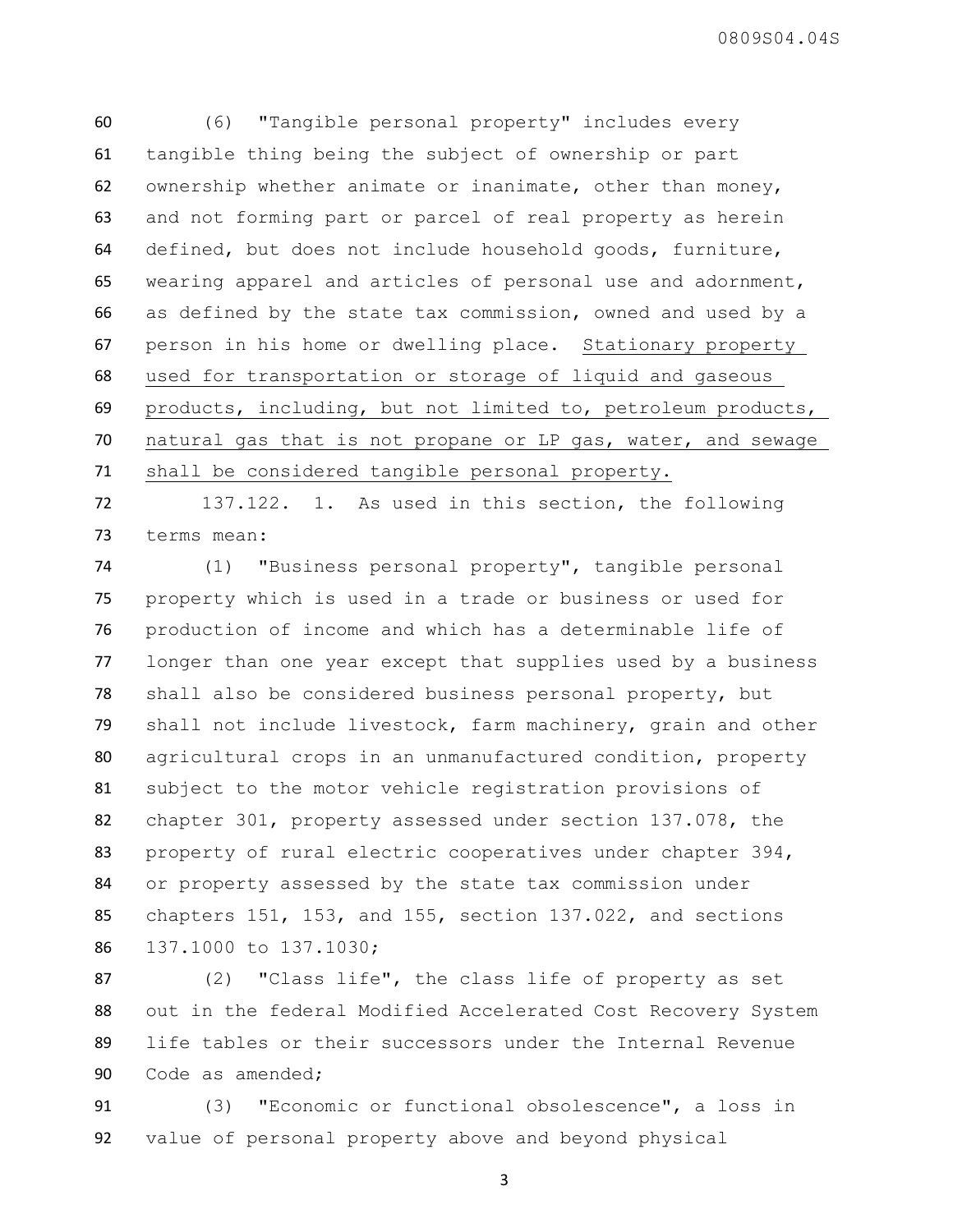(6) "Tangible personal property" includes every tangible thing being the subject of ownership or part ownership whether animate or inanimate, other than money, and not forming part or parcel of real property as herein defined, but does not include household goods, furniture, wearing apparel and articles of personal use and adornment, as defined by the state tax commission, owned and used by a person in his home or dwelling place. <u>Stationary property used for transportation or storage of liquid and gaseous products, including, but not limited to, petroleum products, natural gas that is not propane or LP gas, water, and sewage shall be considered tangible personal property.</u>

137.122. 1. As used in this section, the following terms mean:

(1) "Business personal property", tangible personal property which is used in a trade or business or used for production of income and which has a determinable life of longer than one year except that supplies used by a business shall also be considered business personal property, but shall not include livestock, farm machinery, grain and other agricultural crops in an unmanufactured condition, property subject to the motor vehicle registration provisions of chapter 301, property assessed under section 137.078, the property of rural electric cooperatives under chapter 394, or property assessed by the state tax commission under chapters 151, 153, and 155, section 137.022, and sections 137.1000 to 137.1030;

(2) "Class life", the class life of property as set out in the federal Modified Accelerated Cost Recovery System life tables or their successors under the Internal Revenue Code as amended;

(3) "Economic or functional obsolescence", a loss in value of personal property above and beyond physical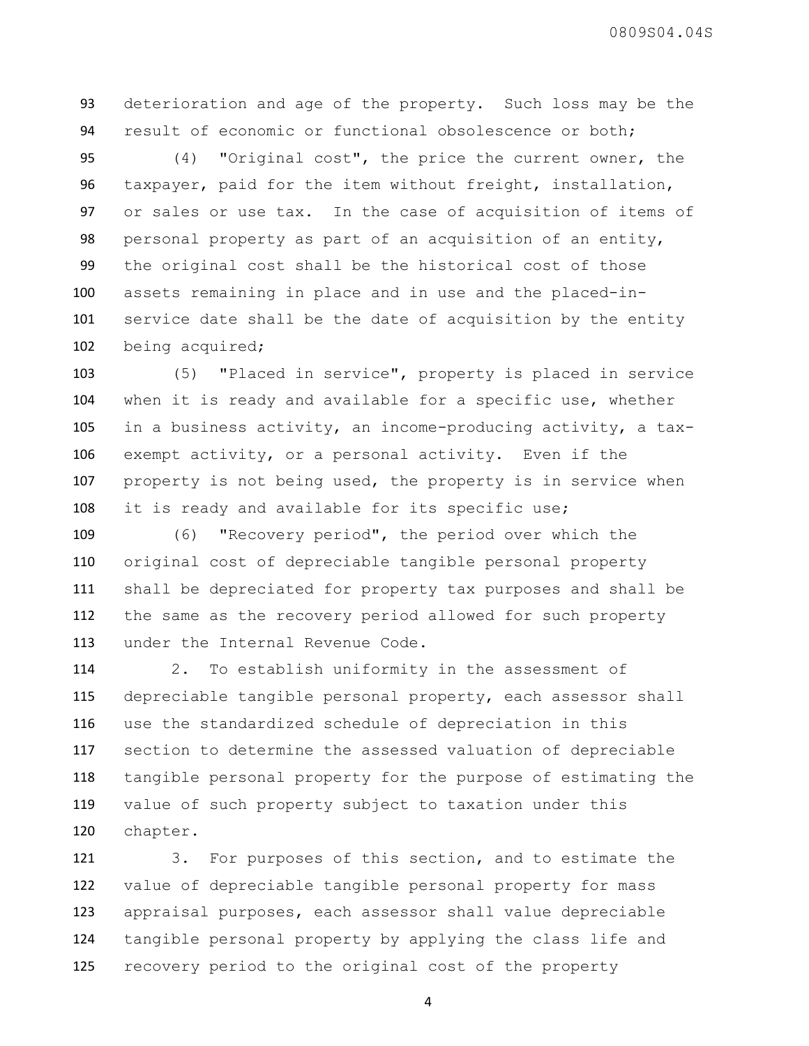deterioration and age of the property. Such loss may be the result of economic or functional obsolescence or both;

(4) "Original cost", the price the current owner, the taxpayer, paid for the item without freight, installation, or sales or use tax. In the case of acquisition of items of personal property as part of an acquisition of an entity, the original cost shall be the historical cost of those assets remaining in place and in use and the placed-in-service date shall be the date of acquisition by the entity being acquired;

(5) "Placed in service", property is placed in service when it is ready and available for a specific use, whether in a business activity, an income-producing activity, a tax-exempt activity, or a personal activity. Even if the property is not being used, the property is in service when it is ready and available for its specific use;

(6) "Recovery period", the period over which the original cost of depreciable tangible personal property shall be depreciated for property tax purposes and shall be the same as the recovery period allowed for such property under the Internal Revenue Code.

2. To establish uniformity in the assessment of depreciable tangible personal property, each assessor shall use the standardized schedule of depreciation in this section to determine the assessed valuation of depreciable tangible personal property for the purpose of estimating the value of such property subject to taxation under this chapter.

3. For purposes of this section, and to estimate the value of depreciable tangible personal property for mass appraisal purposes, each assessor shall value depreciable tangible personal property by applying the class life and recovery period to the original cost of the property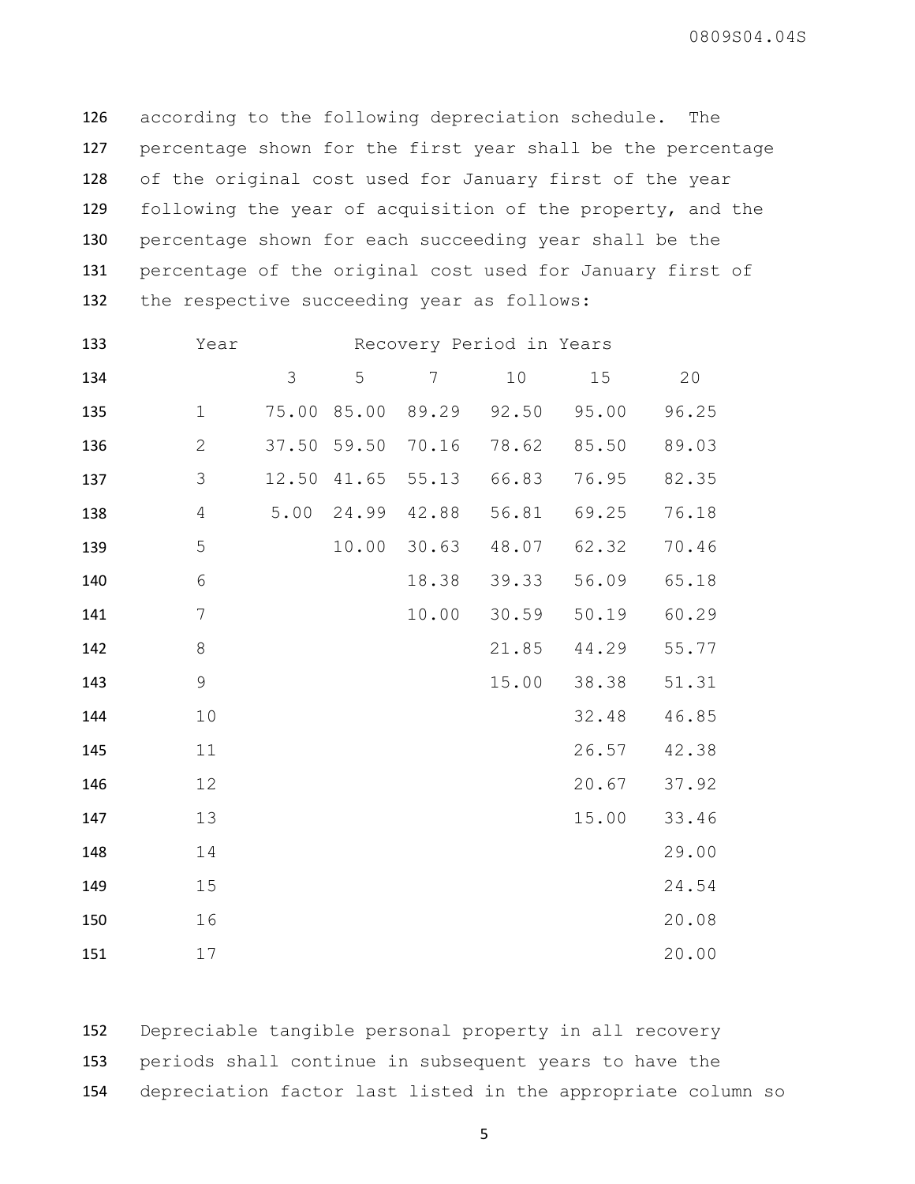according to the following depreciation schedule. The percentage shown for the first year shall be the percentage of the original cost used for January first of the year following the year of acquisition of the property, and the percentage shown for each succeeding year shall be the percentage of the original cost used for January first of the respective succeeding year as follows:

| Year | Recovery Period in Years | | | | | |
|---|---|---|---|---|---|---|
| | 3 | 5 | 7 | 10 | 15 | 20 |
| 1 | 75.00 | 85.00 | 89.29 | 92.50 | 95.00 | 96.25 |
| 2 | 37.50 | 59.50 | 70.16 | 78.62 | 85.50 | 89.03 |
| 3 | 12.50 | 41.65 | 55.13 | 66.83 | 76.95 | 82.35 |
| 4 | 5.00 | 24.99 | 42.88 | 56.81 | 69.25 | 76.18 |
| 5 | | 10.00 | 30.63 | 48.07 | 62.32 | 70.46 |
| 6 | | | 18.38 | 39.33 | 56.09 | 65.18 |
| 7 | | | 10.00 | 30.59 | 50.19 | 60.29 |
| 8 | | | | 21.85 | 44.29 | 55.77 |
| 9 | | | | 15.00 | 38.38 | 51.31 |
| 10 | | | | | 32.48 | 46.85 |
| 11 | | | | | 26.57 | 42.38 |
| 12 | | | | | 20.67 | 37.92 |
| 13 | | | | | 15.00 | 33.46 |
| 14 | | | | | | 29.00 |
| 15 | | | | | | 24.54 |
| 16 | | | | | | 20.08 |
| 17 | | | | | | 20.00 |

Depreciable tangible personal property in all recovery periods shall continue in subsequent years to have the depreciation factor last listed in the appropriate column so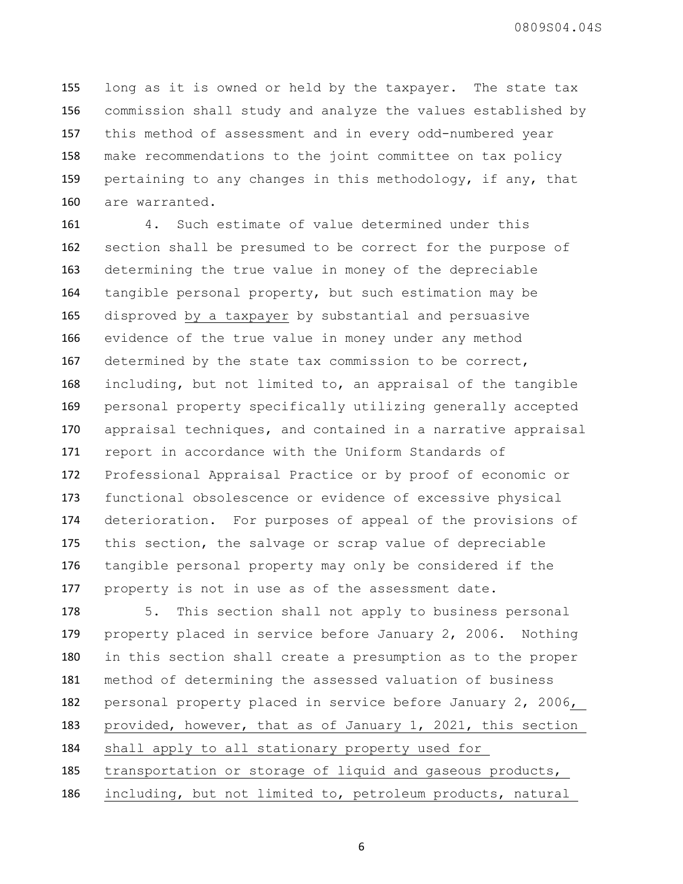long as it is owned or held by the taxpayer. The state tax commission shall study and analyze the values established by this method of assessment and in every odd-numbered year make recommendations to the joint committee on tax policy pertaining to any changes in this methodology, if any, that are warranted.

4. Such estimate of value determined under this section shall be presumed to be correct for the purpose of determining the true value in money of the depreciable tangible personal property, but such estimation may be disproved <u>by a taxpayer</u> by substantial and persuasive evidence of the true value in money under any method determined by the state tax commission to be correct, including, but not limited to, an appraisal of the tangible personal property specifically utilizing generally accepted appraisal techniques, and contained in a narrative appraisal report in accordance with the Uniform Standards of Professional Appraisal Practice or by proof of economic or functional obsolescence or evidence of excessive physical deterioration. For purposes of appeal of the provisions of this section, the salvage or scrap value of depreciable tangible personal property may only be considered if the property is not in use as of the assessment date.

5. This section shall not apply to business personal property placed in service before January 2, 2006. Nothing in this section shall create a presumption as to the proper method of determining the assessed valuation of business personal property placed in service before January 2, 2006<u>, provided, however, that as of January 1, 2021, this section shall apply to all stationary property used for transportation or storage of liquid and gaseous products, including, but not limited to, petroleum products, natural</u>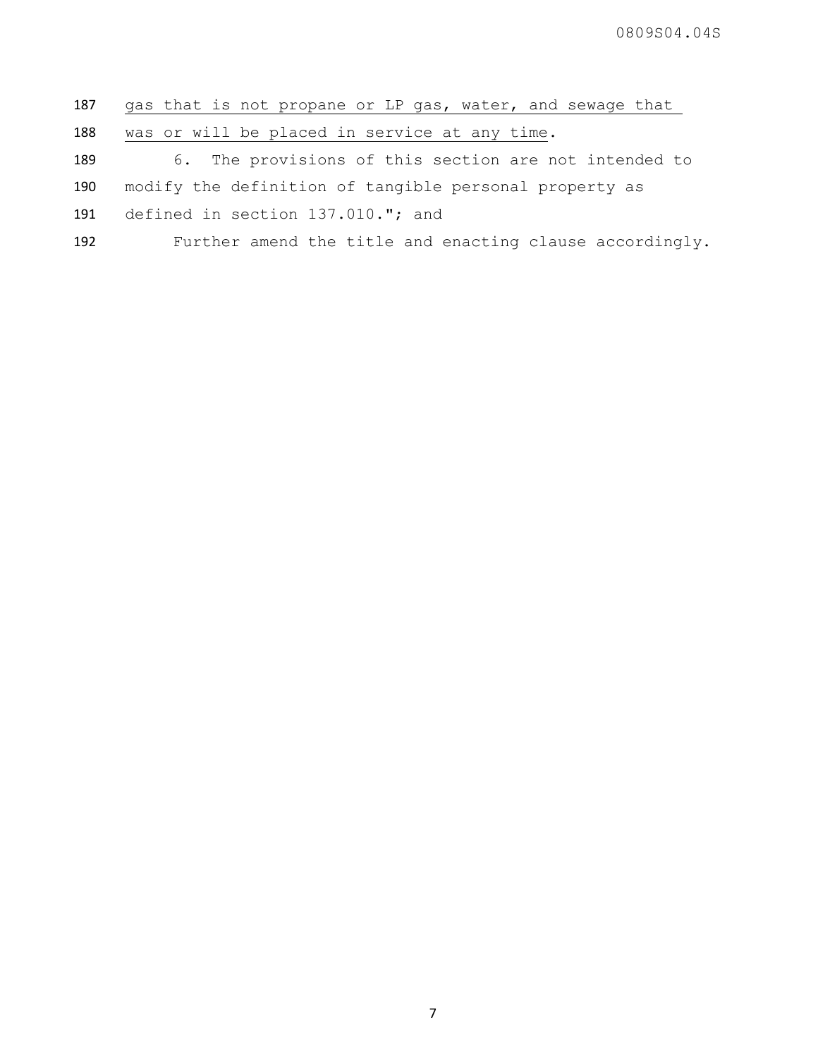gas that is not propane or LP gas, water, and sewage that was or will be placed in service at any time.

6. The provisions of this section are not intended to modify the definition of tangible personal property as defined in section 137.010."; and

Further amend the title and enacting clause accordingly.